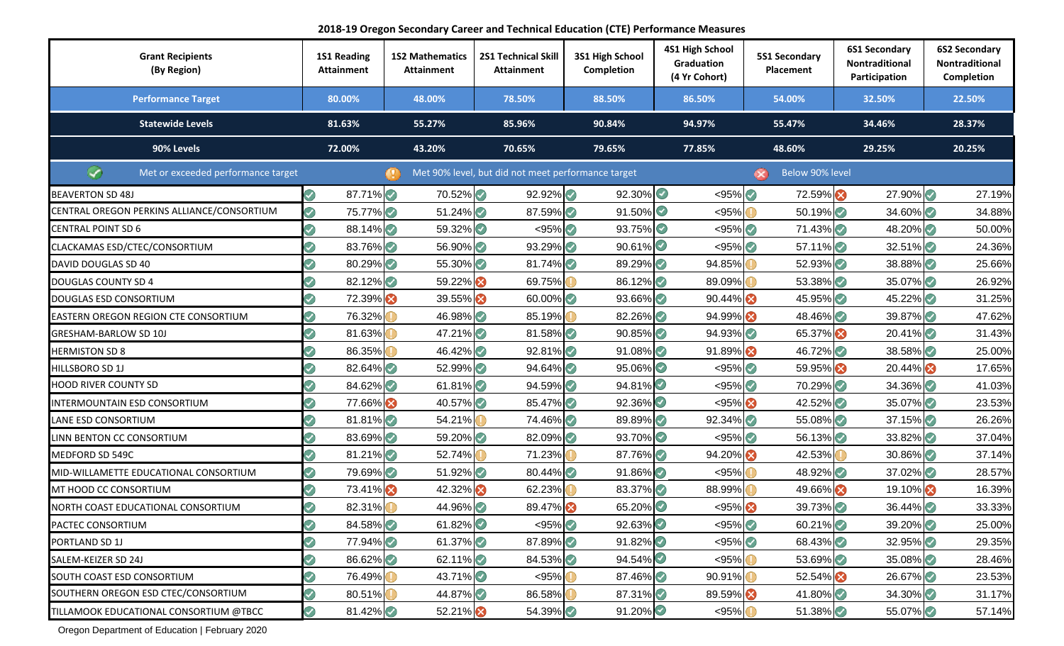## 2018-19 Oregon Secondary Career and Technical Education (CTE) Performance Measures

| Grant Recipients (By Region) | 1S1 Reading Attainment | 1S2 Mathematics Attainment | 2S1 Technical Skill Attainment | 3S1 High School Completion | 4S1 High School Graduation (4 Yr Cohort) | 5S1 Secondary Placement | 6S1 Secondary Nontraditional Participation | 6S2 Secondary Nontraditional Completion |
|---|---|---|---|---|---|---|---|---|
| **Performance Target** | 80.00% | 48.00% | 78.50% | 88.50% | 86.50% | 54.00% | 32.50% | 22.50% |
| **Statewide Levels** | 81.63% | 55.27% | 85.96% | 90.84% | 94.97% | 55.47% | 34.46% | 28.37% |
| **90% Levels** | 72.00% | 43.20% | 70.65% | 79.65% | 77.85% | 48.60% | 29.25% | 20.25% |
| BEAVERTON SD 48J | ✓ 87.71% | ✓ 70.52% | ✓ 92.92% | ✓ 92.30% | ✓ <95% | ✓ 72.59% | ✗ 27.90% | ✓ 27.19% |
| CENTRAL OREGON PERKINS ALLIANCE/CONSORTIUM | ✓ 75.77% | ✓ 51.24% | ✓ 87.59% | ✓ 91.50% | ✓ <95% | ! 50.19% | ✓ 34.60% | ✓ 34.88% |
| CENTRAL POINT SD 6 | ✓ 88.14% | ✓ 59.32% | ✓ <95% | ✓ 93.75% | ✓ <95% | ✓ 71.43% | ✓ 48.20% | ✓ 50.00% |
| CLACKAMAS ESD/CTEC/CONSORTIUM | ✓ 83.76% | ✓ 56.90% | ✓ 93.29% | ✓ 90.61% | ✓ <95% | ✓ 57.11% | ✓ 32.51% | ✓ 24.36% |
| DAVID DOUGLAS SD 40 | ✓ 80.29% | ✓ 55.30% | ✓ 81.74% | ✓ 89.29% | ✓ 94.85% | ! 52.93% | ✓ 38.88% | ✓ 25.66% |
| DOUGLAS COUNTY SD 4 | ✓ 82.12% | ✓ 59.22% | ✗ 69.75% | ! 86.12% | ✓ 89.09% | ! 53.38% | ✓ 35.07% | ✓ 26.92% |
| DOUGLAS ESD CONSORTIUM | ✓ 72.39% | ✗ 39.55% | ✗ 60.00% | ✓ 93.66% | ✓ 90.44% | ✗ 45.95% | ✓ 45.22% | ✓ 31.25% |
| EASTERN OREGON REGION CTE CONSORTIUM | ✓ 76.32% | ! 46.98% | ✓ 85.19% | ! 82.26% | ✓ 94.99% | ✗ 48.46% | ✓ 39.87% | ✓ 47.62% |
| GRESHAM-BARLOW SD 10J | ✓ 81.63% | ! 47.21% | ✓ 81.58% | ✓ 90.85% | ✓ 94.93% | ✓ 65.37% | ✗ 20.41% | ✓ 31.43% |
| HERMISTON SD 8 | ✓ 86.35% | ! 46.42% | ✓ 92.81% | ✓ 91.08% | ✓ 91.89% | ✗ 46.72% | ✓ 38.58% | ✓ 25.00% |
| HILLSBORO SD 1J | ✓ 82.64% | ✓ 52.99% | ✓ 94.64% | ✓ 95.06% | ✓ <95% | ✓ 59.95% | ✗ 20.44% | ✗ 17.65% |
| HOOD RIVER COUNTY SD | ✓ 84.62% | ✓ 61.81% | ✓ 94.59% | ✓ 94.81% | ✓ <95% | ✓ 70.29% | ✓ 34.36% | ✓ 41.03% |
| INTERMOUNTAIN ESD CONSORTIUM | ✓ 77.66% | ✗ 40.57% | ✓ 85.47% | ✓ 92.36% | ✓ <95% | ✗ 42.52% | ✓ 35.07% | ✓ 23.53% |
| LANE ESD CONSORTIUM | ✓ 81.81% | ✓ 54.21% | ! 74.46% | ✓ 89.89% | ✓ 92.34% | ✓ 55.08% | ✓ 37.15% | ✓ 26.26% |
| LINN BENTON CC CONSORTIUM | ✓ 83.69% | ✓ 59.20% | ✓ 82.09% | ✓ 93.70% | ✓ <95% | ✓ 56.13% | ✓ 33.82% | ✓ 37.04% |
| MEDFORD SD 549C | ✓ 81.21% | ✓ 52.74% | ! 71.23% | ! 87.76% | ✓ 94.20% | ✗ 42.53% | ! 30.86% | ✓ 37.14% |
| MID-WILLAMETTE EDUCATIONAL CONSORTIUM | ✓ 79.69% | ✓ 51.92% | ✓ 80.44% | ✓ 91.86% | ✓ <95% | ! 48.92% | ✓ 37.02% | ✓ 28.57% |
| MT HOOD CC CONSORTIUM | ✓ 73.41% | ✗ 42.32% | ✗ 62.23% | ! 83.37% | ✓ 88.99% | ! 49.66% | ✗ 19.10% | ✗ 16.39% |
| NORTH COAST EDUCATIONAL CONSORTIUM | ✓ 82.31% | ! 44.96% | ✓ 89.47% | ✗ 65.20% | ✓ <95% | ✗ 39.73% | ✓ 36.44% | ✓ 33.33% |
| PACTEC CONSORTIUM | ✓ 84.58% | ✓ 61.82% | ✓ <95% | ✓ 92.63% | ✓ <95% | ✓ 60.21% | ✓ 39.20% | ✓ 25.00% |
| PORTLAND SD 1J | ✓ 77.94% | ✓ 61.37% | ✓ 87.89% | ✓ 91.82% | ✓ <95% | ✓ 68.43% | ✓ 32.95% | ✓ 29.35% |
| SALEM-KEIZER SD 24J | ✓ 86.62% | ✓ 62.11% | ✓ 84.53% | ✓ 94.54% | ✓ <95% | ! 53.69% | ✓ 35.08% | ✓ 28.46% |
| SOUTH COAST ESD CONSORTIUM | ✓ 76.49% | ! 43.71% | ✓ <95% | ! 87.46% | ✓ 90.91% | ! 52.54% | ✗ 26.67% | ✓ 23.53% |
| SOUTHERN OREGON ESD CTEC/CONSORTIUM | ✓ 80.51% | ! 44.87% | ✓ 86.58% | ! 87.31% | ✓ 89.59% | ✗ 41.80% | ✓ 34.30% | ✓ 31.17% |
| TILLAMOOK EDUCATIONAL CONSORTIUM @TBCC | ✓ 81.42% | ✓ 52.21% | ✗ 54.39% | ✓ 91.20% | ✓ <95% | ! 51.38% | ✓ 55.07% | ✓ 57.14% |

✓ Met or exceeded performance target | ! Met 90% level, but did not meet performance target | ✗ Below 90% level

Oregon Department of Education | February 2020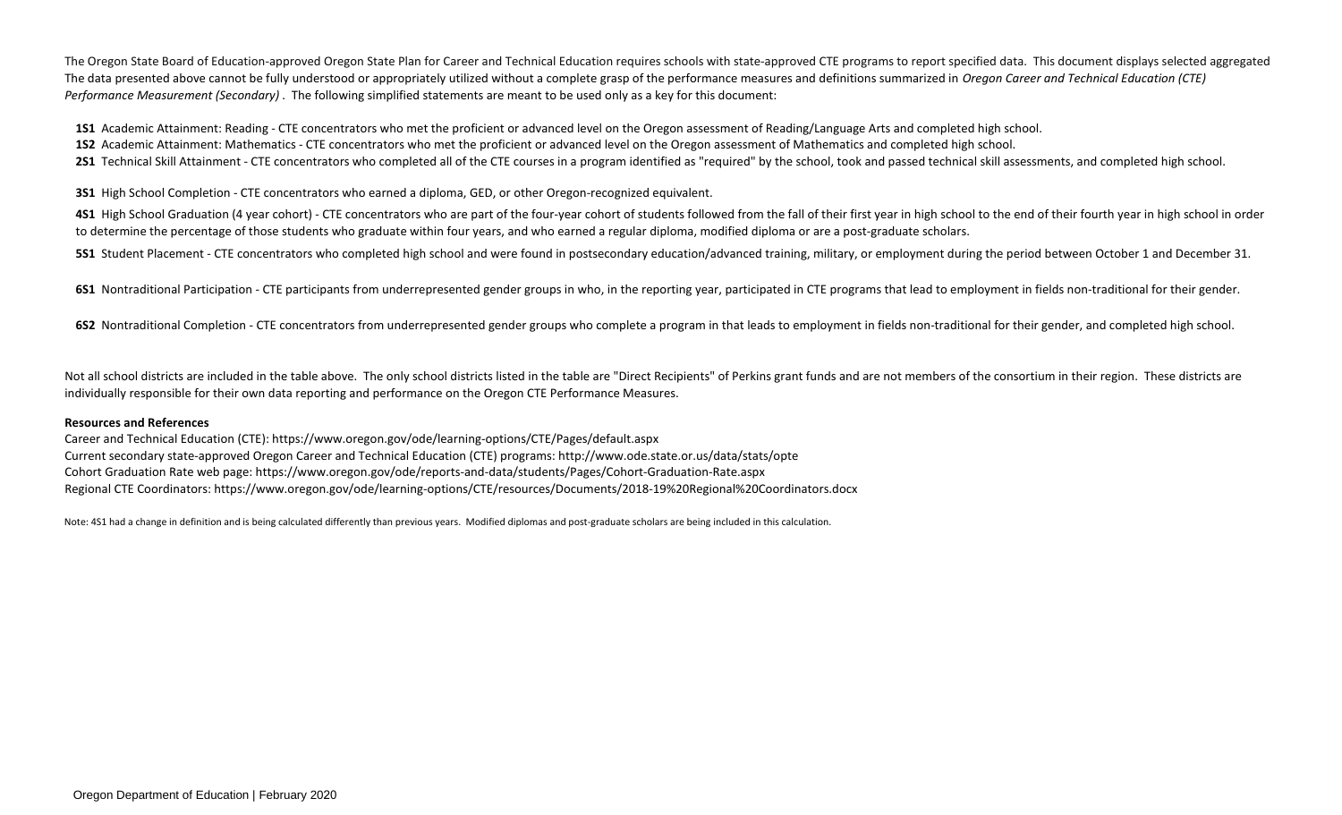The Oregon State Board of Education-approved Oregon State Plan for Career and Technical Education requires schools with state-approved CTE programs to report specified data. This document displays selected aggregated The data presented above cannot be fully understood or appropriately utilized without a complete grasp of the performance measures and definitions summarized in *Oregon Career and Technical Education (CTE) Performance Measurement (Secondary)*. The following simplified statements are meant to be used only as a key for this document:

**1S1** Academic Attainment: Reading - CTE concentrators who met the proficient or advanced level on the Oregon assessment of Reading/Language Arts and completed high school.

**1S2** Academic Attainment: Mathematics - CTE concentrators who met the proficient or advanced level on the Oregon assessment of Mathematics and completed high school.

**2S1** Technical Skill Attainment - CTE concentrators who completed all of the CTE courses in a program identified as "required" by the school, took and passed technical skill assessments, and completed high school.

**3S1** High School Completion - CTE concentrators who earned a diploma, GED, or other Oregon-recognized equivalent.

**4S1** High School Graduation (4 year cohort) - CTE concentrators who are part of the four-year cohort of students followed from the fall of their first year in high school to the end of their fourth year in high school in order to determine the percentage of those students who graduate within four years, and who earned a regular diploma, modified diploma or are a post-graduate scholars.

**5S1** Student Placement - CTE concentrators who completed high school and were found in postsecondary education/advanced training, military, or employment during the period between October 1 and December 31.

**6S1** Nontraditional Participation - CTE participants from underrepresented gender groups in who, in the reporting year, participated in CTE programs that lead to employment in fields non-traditional for their gender.

**6S2** Nontraditional Completion - CTE concentrators from underrepresented gender groups who complete a program in that leads to employment in fields non-traditional for their gender, and completed high school.

Not all school districts are included in the table above. The only school districts listed in the table are "Direct Recipients" of Perkins grant funds and are not members of the consortium in their region. These districts are individually responsible for their own data reporting and performance on the Oregon CTE Performance Measures.

**Resources and References**

Career and Technical Education (CTE): https://www.oregon.gov/ode/learning-options/CTE/Pages/default.aspx
Current secondary state-approved Oregon Career and Technical Education (CTE) programs: http://www.ode.state.or.us/data/stats/opte
Cohort Graduation Rate web page: https://www.oregon.gov/ode/reports-and-data/students/Pages/Cohort-Graduation-Rate.aspx
Regional CTE Coordinators: https://www.oregon.gov/ode/learning-options/CTE/resources/Documents/2018-19%20Regional%20Coordinators.docx

Note: 4S1 had a change in definition and is being calculated differently than previous years. Modified diplomas and post-graduate scholars are being included in this calculation.

Oregon Department of Education | February 2020